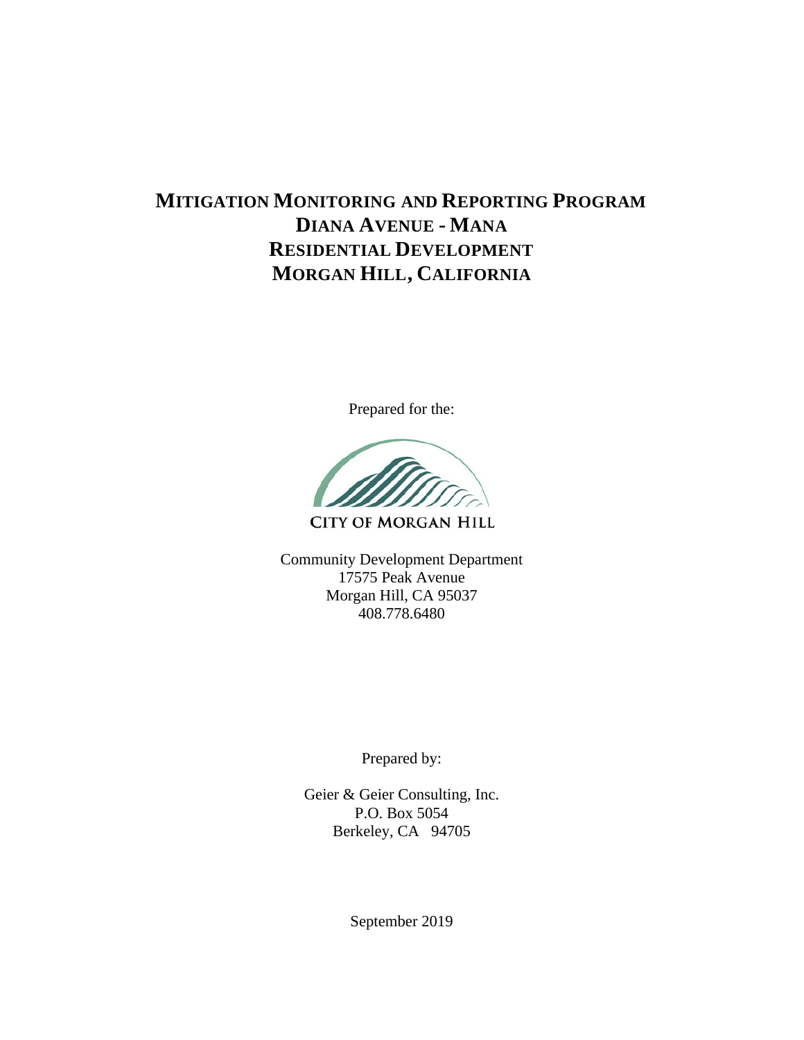# MITIGATION MONITORING AND REPORTING PROGRAM
# DIANA AVENUE - MANA
# RESIDENTIAL DEVELOPMENT
# MORGAN HILL, CALIFORNIA

Prepared for the:

CITY OF MORGAN HILL

Community Development Department
17575 Peak Avenue
Morgan Hill, CA 95037
408.778.6480

Prepared by:

Geier & Geier Consulting, Inc.
P.O. Box 5054
Berkeley, CA 94705

September 2019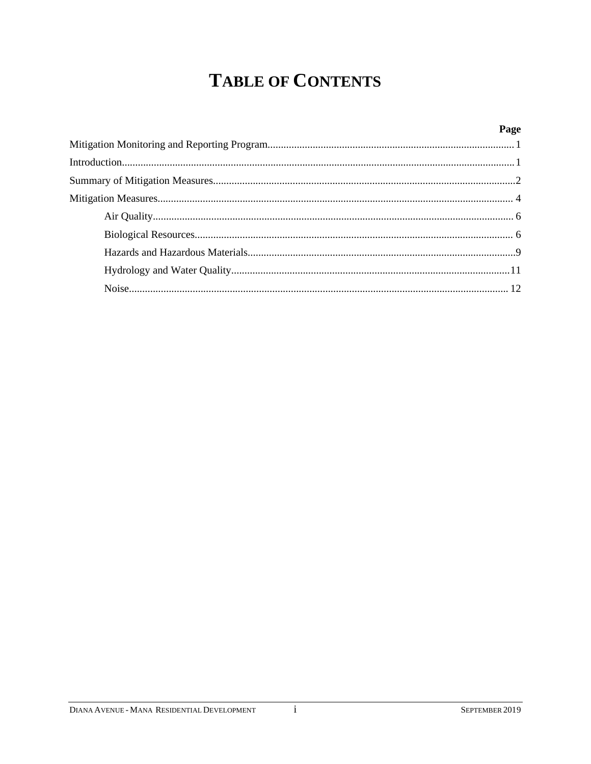# TABLE OF CONTENTS

| | Page |
|---|---|
| Mitigation Monitoring and Reporting Program | 1 |
| Introduction | 1 |
| Summary of Mitigation Measures | 2 |
| Mitigation Measures | 4 |
| Air Quality | 6 |
| Biological Resources | 6 |
| Hazards and Hazardous Materials | 9 |
| Hydrology and Water Quality | 11 |
| Noise | 12 |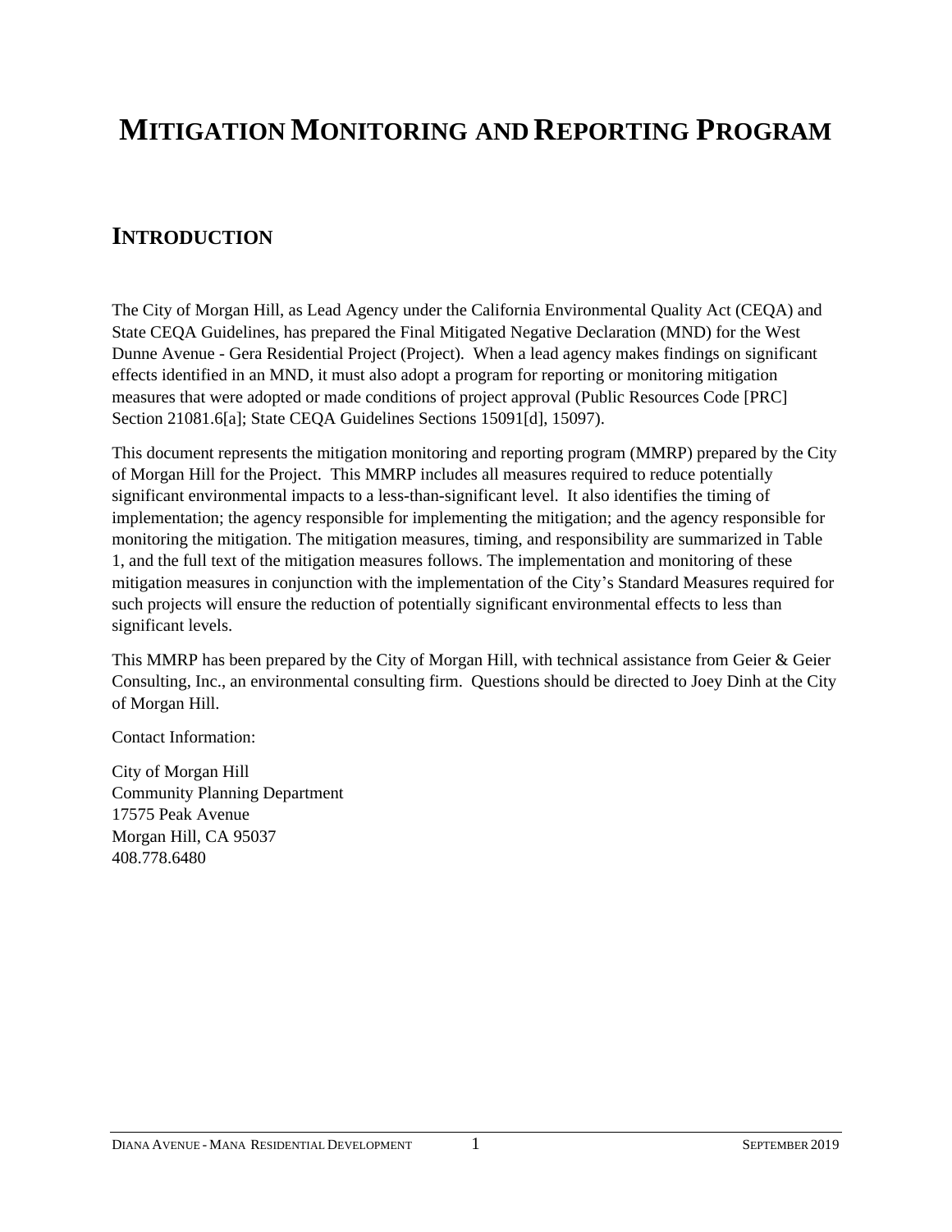# MITIGATION MONITORING AND REPORTING PROGRAM

## INTRODUCTION

The City of Morgan Hill, as Lead Agency under the California Environmental Quality Act (CEQA) and State CEQA Guidelines, has prepared the Final Mitigated Negative Declaration (MND) for the West Dunne Avenue - Gera Residential Project (Project). When a lead agency makes findings on significant effects identified in an MND, it must also adopt a program for reporting or monitoring mitigation measures that were adopted or made conditions of project approval (Public Resources Code [PRC] Section 21081.6[a]; State CEQA Guidelines Sections 15091[d], 15097).

This document represents the mitigation monitoring and reporting program (MMRP) prepared by the City of Morgan Hill for the Project. This MMRP includes all measures required to reduce potentially significant environmental impacts to a less-than-significant level. It also identifies the timing of implementation; the agency responsible for implementing the mitigation; and the agency responsible for monitoring the mitigation. The mitigation measures, timing, and responsibility are summarized in Table 1, and the full text of the mitigation measures follows. The implementation and monitoring of these mitigation measures in conjunction with the implementation of the City's Standard Measures required for such projects will ensure the reduction of potentially significant environmental effects to less than significant levels.

This MMRP has been prepared by the City of Morgan Hill, with technical assistance from Geier & Geier Consulting, Inc., an environmental consulting firm. Questions should be directed to Joey Dinh at the City of Morgan Hill.

Contact Information:

City of Morgan Hill  
Community Planning Department  
17575 Peak Avenue  
Morgan Hill, CA 95037  
408.778.6480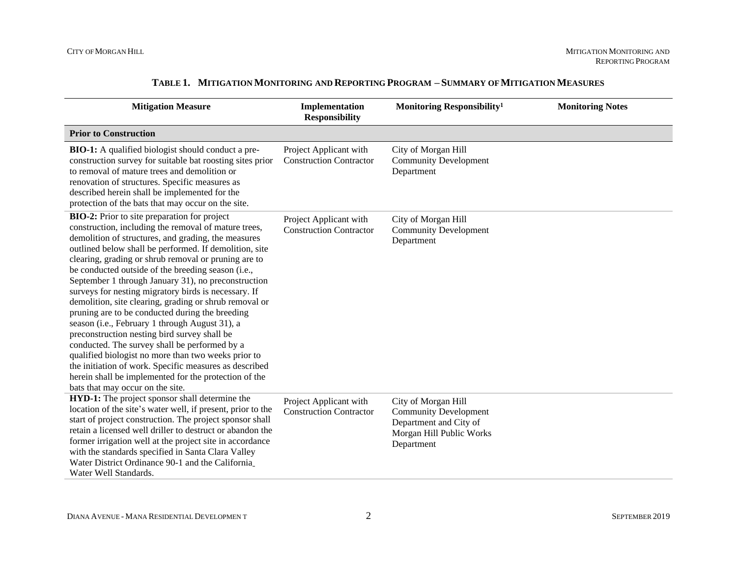**TABLE 1. MITIGATION MONITORING AND REPORTING PROGRAM – SUMMARY OF MITIGATION MEASURES**

| Mitigation Measure | Implementation Responsibility | Monitoring Responsibility[1] | Monitoring Notes |
|---|---|---|---|
| **Prior to Construction** | | | |
| **BIO-1:** A qualified biologist should conduct a pre-construction survey for suitable bat roosting sites prior to removal of mature trees and demolition or renovation of structures. Specific measures as described herein shall be implemented for the protection of the bats that may occur on the site. | Project Applicant with Construction Contractor | City of Morgan Hill Community Development Department | |
| **BIO-2:** Prior to site preparation for project construction, including the removal of mature trees, demolition of structures, and grading, the measures outlined below shall be performed. If demolition, site clearing, grading or shrub removal or pruning are to be conducted outside of the breeding season (i.e., September 1 through January 31), no preconstruction surveys for nesting migratory birds is necessary. If demolition, site clearing, grading or shrub removal or pruning are to be conducted during the breeding season (i.e., February 1 through August 31), a preconstruction nesting bird survey shall be conducted. The survey shall be performed by a qualified biologist no more than two weeks prior to the initiation of work. Specific measures as described herein shall be implemented for the protection of the bats that may occur on the site. | Project Applicant with Construction Contractor | City of Morgan Hill Community Development Department | |
| **HYD-1:** The project sponsor shall determine the location of the site's water well, if present, prior to the start of project construction. The project sponsor shall retain a licensed well driller to destruct or abandon the former irrigation well at the project site in accordance with the standards specified in Santa Clara Valley Water District Ordinance 90-1 and the California Water Well Standards. | Project Applicant with Construction Contractor | City of Morgan Hill Community Development Department and City of Morgan Hill Public Works Department | |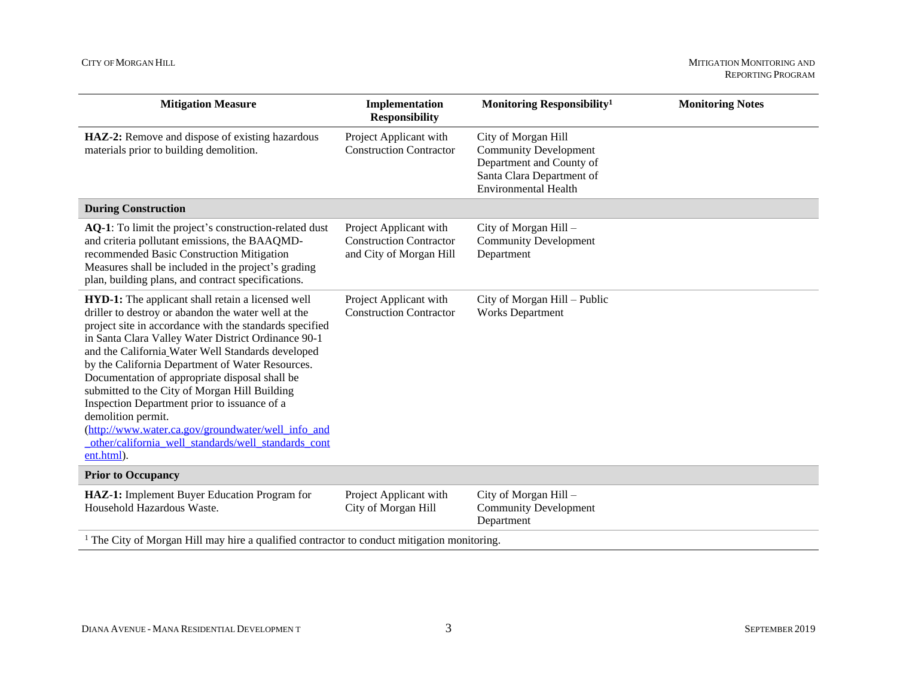| Mitigation Measure | Implementation Responsibility | Monitoring Responsibility[1] | Monitoring Notes |
|---|---|---|---|
| **HAZ-2:** Remove and dispose of existing hazardous materials prior to building demolition. | Project Applicant with Construction Contractor | City of Morgan Hill Community Development Department and County of Santa Clara Department of Environmental Health | |
| **During Construction** | | | |
| **AQ-1**: To limit the project's construction-related dust and criteria pollutant emissions, the BAAQMD-recommended Basic Construction Mitigation Measures shall be included in the project's grading plan, building plans, and contract specifications. | Project Applicant with Construction Contractor and City of Morgan Hill | City of Morgan Hill – Community Development Department | |
| **HYD-1:** The applicant shall retain a licensed well driller to destroy or abandon the water well at the project site in accordance with the standards specified in Santa Clara Valley Water District Ordinance 90-1 and the California Water Well Standards developed by the California Department of Water Resources. Documentation of appropriate disposal shall be submitted to the City of Morgan Hill Building Inspection Department prior to issuance of a demolition permit. (http://www.water.ca.gov/groundwater/well_info_and_other/california_well_standards/well_standards_content.html). | Project Applicant with Construction Contractor | City of Morgan Hill – Public Works Department | |
| **Prior to Occupancy** | | | |
| **HAZ-1:** Implement Buyer Education Program for Household Hazardous Waste. | Project Applicant with City of Morgan Hill | City of Morgan Hill – Community Development Department | |

[1] The City of Morgan Hill may hire a qualified contractor to conduct mitigation monitoring.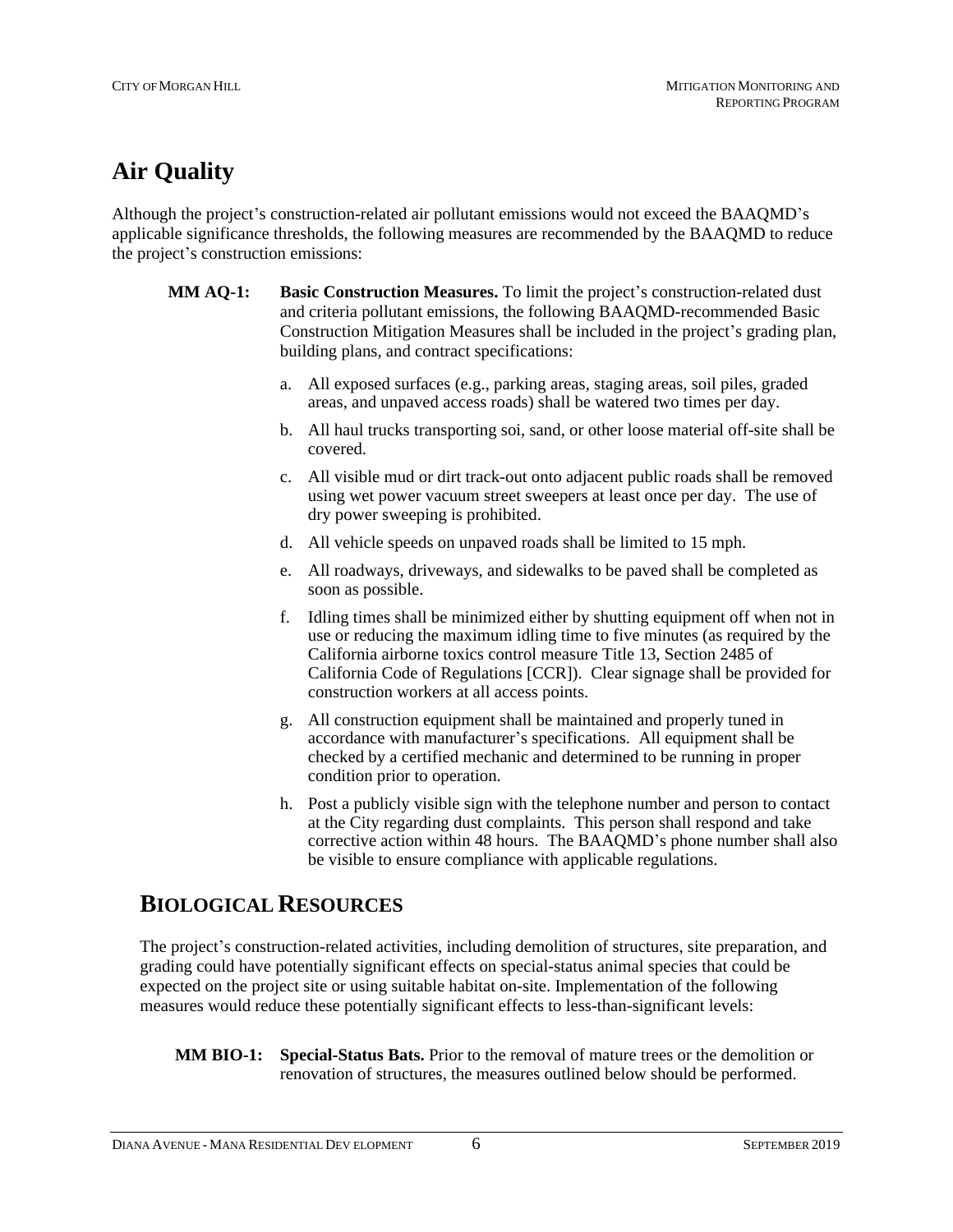# Air Quality

Although the project's construction-related air pollutant emissions would not exceed the BAAQMD's applicable significance thresholds, the following measures are recommended by the BAAQMD to reduce the project's construction emissions:

**MM AQ-1: Basic Construction Measures.** To limit the project's construction-related dust and criteria pollutant emissions, the following BAAQMD-recommended Basic Construction Mitigation Measures shall be included in the project's grading plan, building plans, and contract specifications:

a. All exposed surfaces (e.g., parking areas, staging areas, soil piles, graded areas, and unpaved access roads) shall be watered two times per day.

b. All haul trucks transporting soi, sand, or other loose material off-site shall be covered.

c. All visible mud or dirt track-out onto adjacent public roads shall be removed using wet power vacuum street sweepers at least once per day. The use of dry power sweeping is prohibited.

d. All vehicle speeds on unpaved roads shall be limited to 15 mph.

e. All roadways, driveways, and sidewalks to be paved shall be completed as soon as possible.

f. Idling times shall be minimized either by shutting equipment off when not in use or reducing the maximum idling time to five minutes (as required by the California airborne toxics control measure Title 13, Section 2485 of California Code of Regulations [CCR]). Clear signage shall be provided for construction workers at all access points.

g. All construction equipment shall be maintained and properly tuned in accordance with manufacturer's specifications. All equipment shall be checked by a certified mechanic and determined to be running in proper condition prior to operation.

h. Post a publicly visible sign with the telephone number and person to contact at the City regarding dust complaints. This person shall respond and take corrective action within 48 hours. The BAAQMD's phone number shall also be visible to ensure compliance with applicable regulations.

## BIOLOGICAL RESOURCES

The project's construction-related activities, including demolition of structures, site preparation, and grading could have potentially significant effects on special-status animal species that could be expected on the project site or using suitable habitat on-site. Implementation of the following measures would reduce these potentially significant effects to less-than-significant levels:

**MM BIO-1: Special-Status Bats.** Prior to the removal of mature trees or the demolition or renovation of structures, the measures outlined below should be performed.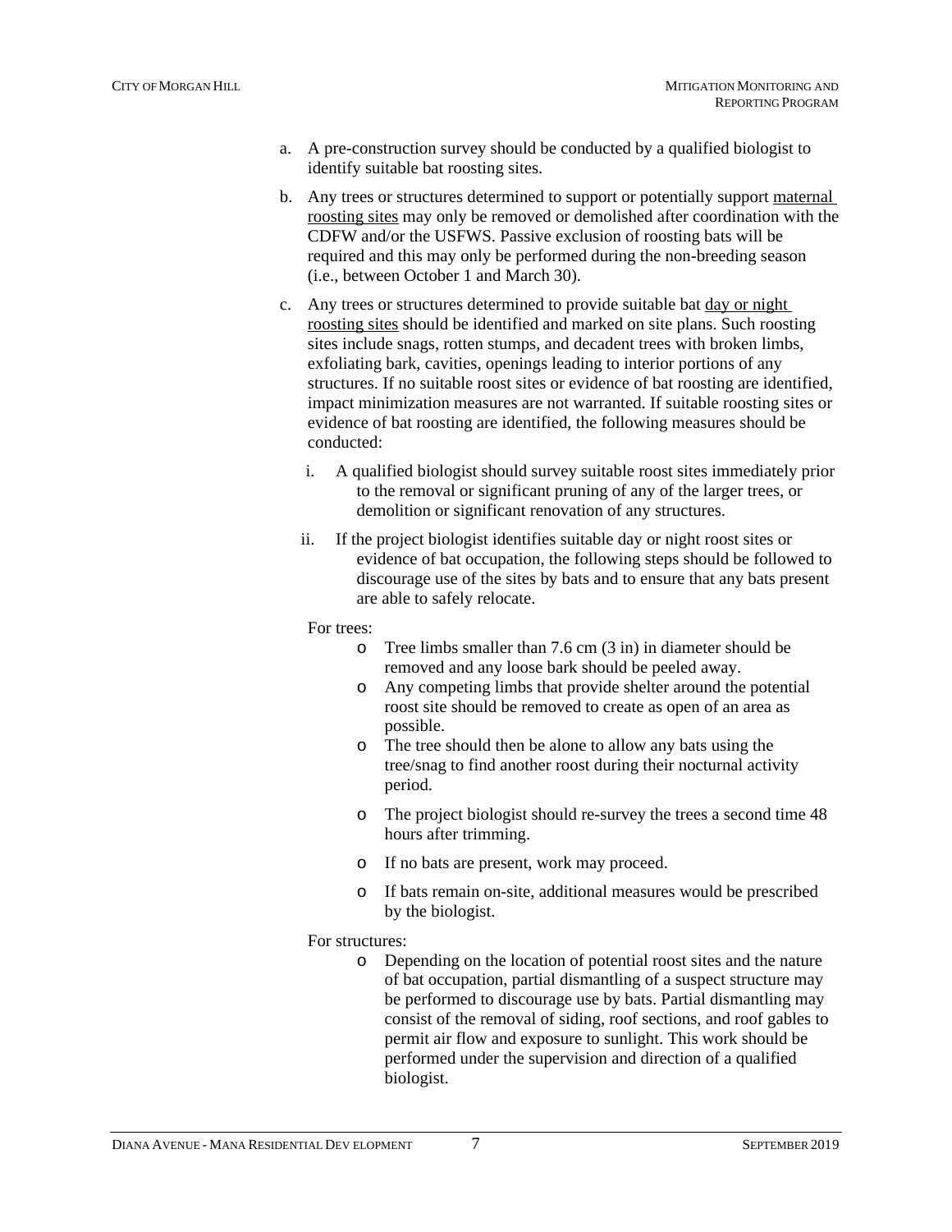a. A pre-construction survey should be conducted by a qualified biologist to identify suitable bat roosting sites.

b. Any trees or structures determined to support or potentially support <u>maternal roosting sites</u> may only be removed or demolished after coordination with the CDFW and/or the USFWS. Passive exclusion of roosting bats will be required and this may only be performed during the non-breeding season (i.e., between October 1 and March 30).

c. Any trees or structures determined to provide suitable bat <u>day or night roosting sites</u> should be identified and marked on site plans. Such roosting sites include snags, rotten stumps, and decadent trees with broken limbs, exfoliating bark, cavities, openings leading to interior portions of any structures. If no suitable roost sites or evidence of bat roosting are identified, impact minimization measures are not warranted. If suitable roosting sites or evidence of bat roosting are identified, the following measures should be conducted:

   i. A qualified biologist should survey suitable roost sites immediately prior to the removal or significant pruning of any of the larger trees, or demolition or significant renovation of any structures.

   ii. If the project biologist identifies suitable day or night roost sites or evidence of bat occupation, the following steps should be followed to discourage use of the sites by bats and to ensure that any bats present are able to safely relocate.

   For trees:

   - Tree limbs smaller than 7.6 cm (3 in) in diameter should be removed and any loose bark should be peeled away.
   - Any competing limbs that provide shelter around the potential roost site should be removed to create as open of an area as possible.
   - The tree should then be alone to allow any bats using the tree/snag to find another roost during their nocturnal activity period.
   - The project biologist should re-survey the trees a second time 48 hours after trimming.
   - If no bats are present, work may proceed.
   - If bats remain on-site, additional measures would be prescribed by the biologist.

   For structures:

   - Depending on the location of potential roost sites and the nature of bat occupation, partial dismantling of a suspect structure may be performed to discourage use by bats. Partial dismantling may consist of the removal of siding, roof sections, and roof gables to permit air flow and exposure to sunlight. This work should be performed under the supervision and direction of a qualified biologist.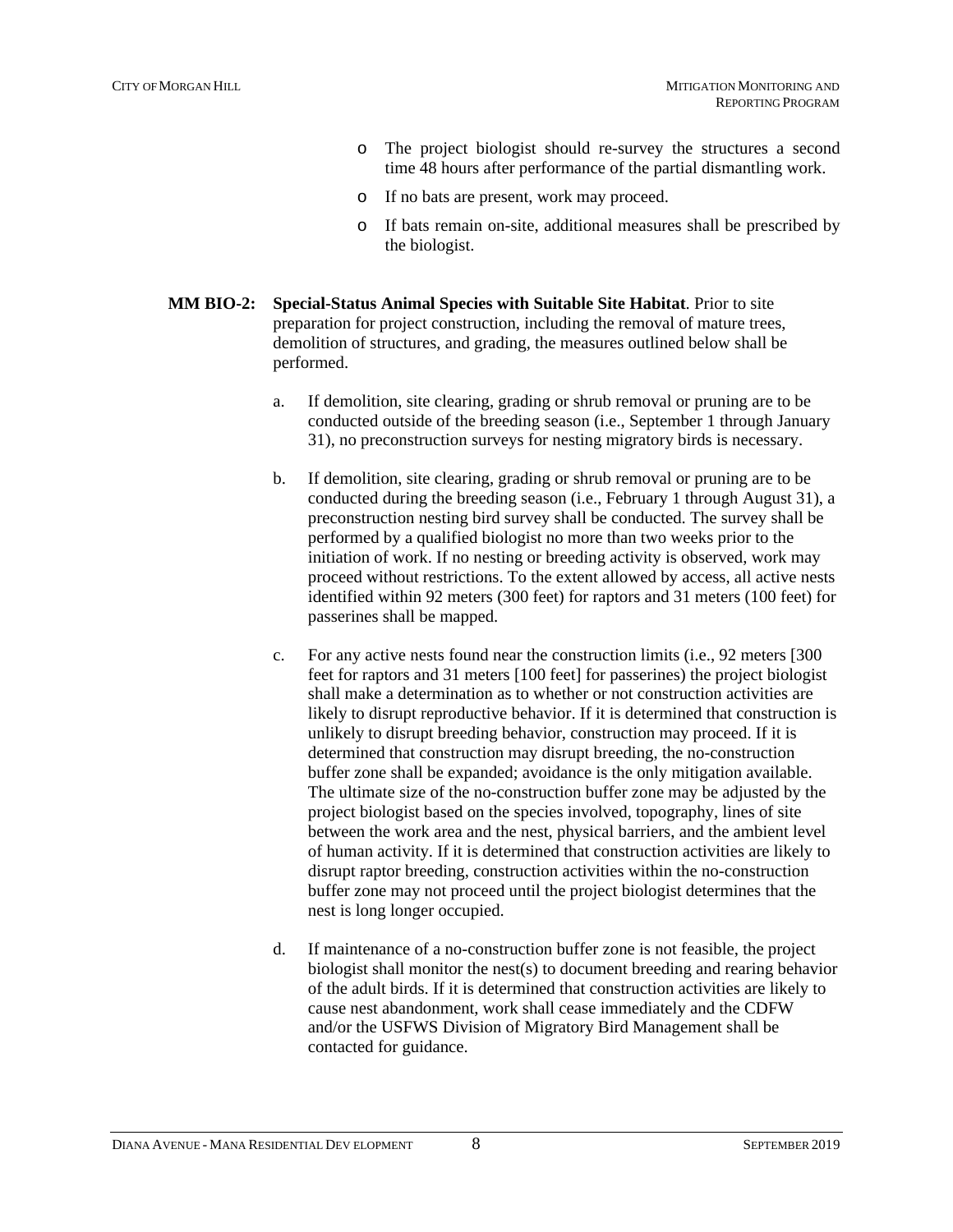- The project biologist should re-survey the structures a second time 48 hours after performance of the partial dismantling work.
- If no bats are present, work may proceed.
- If bats remain on-site, additional measures shall be prescribed by the biologist.

**MM BIO-2:** **Special-Status Animal Species with Suitable Site Habitat**. Prior to site preparation for project construction, including the removal of mature trees, demolition of structures, and grading, the measures outlined below shall be performed.

a. If demolition, site clearing, grading or shrub removal or pruning are to be conducted outside of the breeding season (i.e., September 1 through January 31), no preconstruction surveys for nesting migratory birds is necessary.

b. If demolition, site clearing, grading or shrub removal or pruning are to be conducted during the breeding season (i.e., February 1 through August 31), a preconstruction nesting bird survey shall be conducted. The survey shall be performed by a qualified biologist no more than two weeks prior to the initiation of work. If no nesting or breeding activity is observed, work may proceed without restrictions. To the extent allowed by access, all active nests identified within 92 meters (300 feet) for raptors and 31 meters (100 feet) for passerines shall be mapped.

c. For any active nests found near the construction limits (i.e., 92 meters [300 feet for raptors and 31 meters [100 feet] for passerines) the project biologist shall make a determination as to whether or not construction activities are likely to disrupt reproductive behavior. If it is determined that construction is unlikely to disrupt breeding behavior, construction may proceed. If it is determined that construction may disrupt breeding, the no-construction buffer zone shall be expanded; avoidance is the only mitigation available. The ultimate size of the no-construction buffer zone may be adjusted by the project biologist based on the species involved, topography, lines of site between the work area and the nest, physical barriers, and the ambient level of human activity. If it is determined that construction activities are likely to disrupt raptor breeding, construction activities within the no-construction buffer zone may not proceed until the project biologist determines that the nest is long longer occupied.

d. If maintenance of a no-construction buffer zone is not feasible, the project biologist shall monitor the nest(s) to document breeding and rearing behavior of the adult birds. If it is determined that construction activities are likely to cause nest abandonment, work shall cease immediately and the CDFW and/or the USFWS Division of Migratory Bird Management shall be contacted for guidance.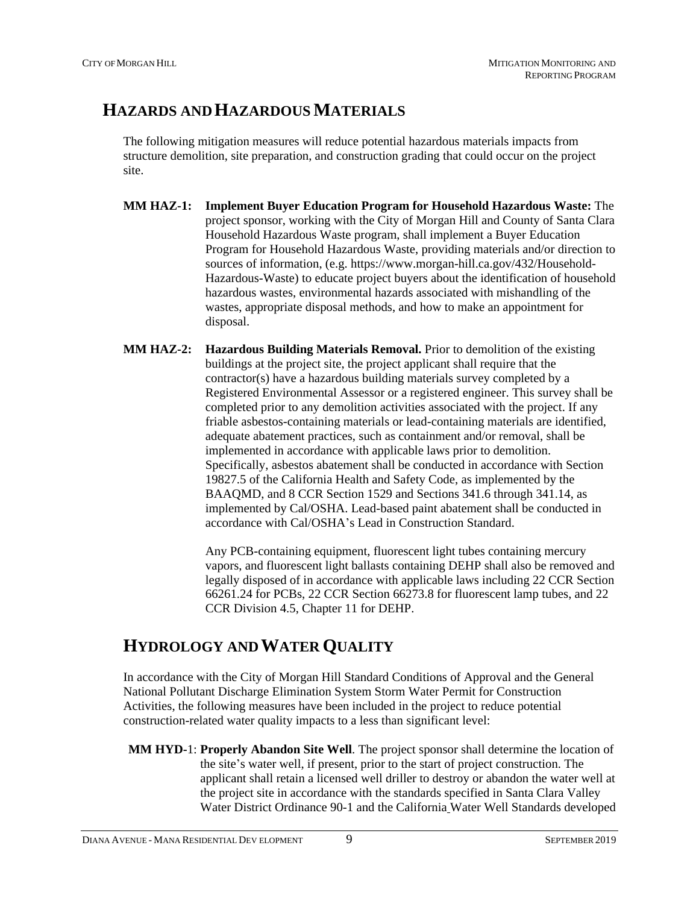## Hazards and Hazardous Materials

The following mitigation measures will reduce potential hazardous materials impacts from structure demolition, site preparation, and construction grading that could occur on the project site.

**MM HAZ-1: Implement Buyer Education Program for Household Hazardous Waste:** The project sponsor, working with the City of Morgan Hill and County of Santa Clara Household Hazardous Waste program, shall implement a Buyer Education Program for Household Hazardous Waste, providing materials and/or direction to sources of information, (e.g. https://www.morgan-hill.ca.gov/432/Household-Hazardous-Waste) to educate project buyers about the identification of household hazardous wastes, environmental hazards associated with mishandling of the wastes, appropriate disposal methods, and how to make an appointment for disposal.

**MM HAZ-2: Hazardous Building Materials Removal.** Prior to demolition of the existing buildings at the project site, the project applicant shall require that the contractor(s) have a hazardous building materials survey completed by a Registered Environmental Assessor or a registered engineer. This survey shall be completed prior to any demolition activities associated with the project. If any friable asbestos-containing materials or lead-containing materials are identified, adequate abatement practices, such as containment and/or removal, shall be implemented in accordance with applicable laws prior to demolition. Specifically, asbestos abatement shall be conducted in accordance with Section 19827.5 of the California Health and Safety Code, as implemented by the BAAQMD, and 8 CCR Section 1529 and Sections 341.6 through 341.14, as implemented by Cal/OSHA. Lead-based paint abatement shall be conducted in accordance with Cal/OSHA's Lead in Construction Standard.

Any PCB-containing equipment, fluorescent light tubes containing mercury vapors, and fluorescent light ballasts containing DEHP shall also be removed and legally disposed of in accordance with applicable laws including 22 CCR Section 66261.24 for PCBs, 22 CCR Section 66273.8 for fluorescent lamp tubes, and 22 CCR Division 4.5, Chapter 11 for DEHP.

## Hydrology and Water Quality

In accordance with the City of Morgan Hill Standard Conditions of Approval and the General National Pollutant Discharge Elimination System Storm Water Permit for Construction Activities, the following measures have been included in the project to reduce potential construction-related water quality impacts to a less than significant level:

**MM HYD-1: Properly Abandon Site Well**. The project sponsor shall determine the location of the site's water well, if present, prior to the start of project construction. The applicant shall retain a licensed well driller to destroy or abandon the water well at the project site in accordance with the standards specified in Santa Clara Valley Water District Ordinance 90-1 and the California Water Well Standards developed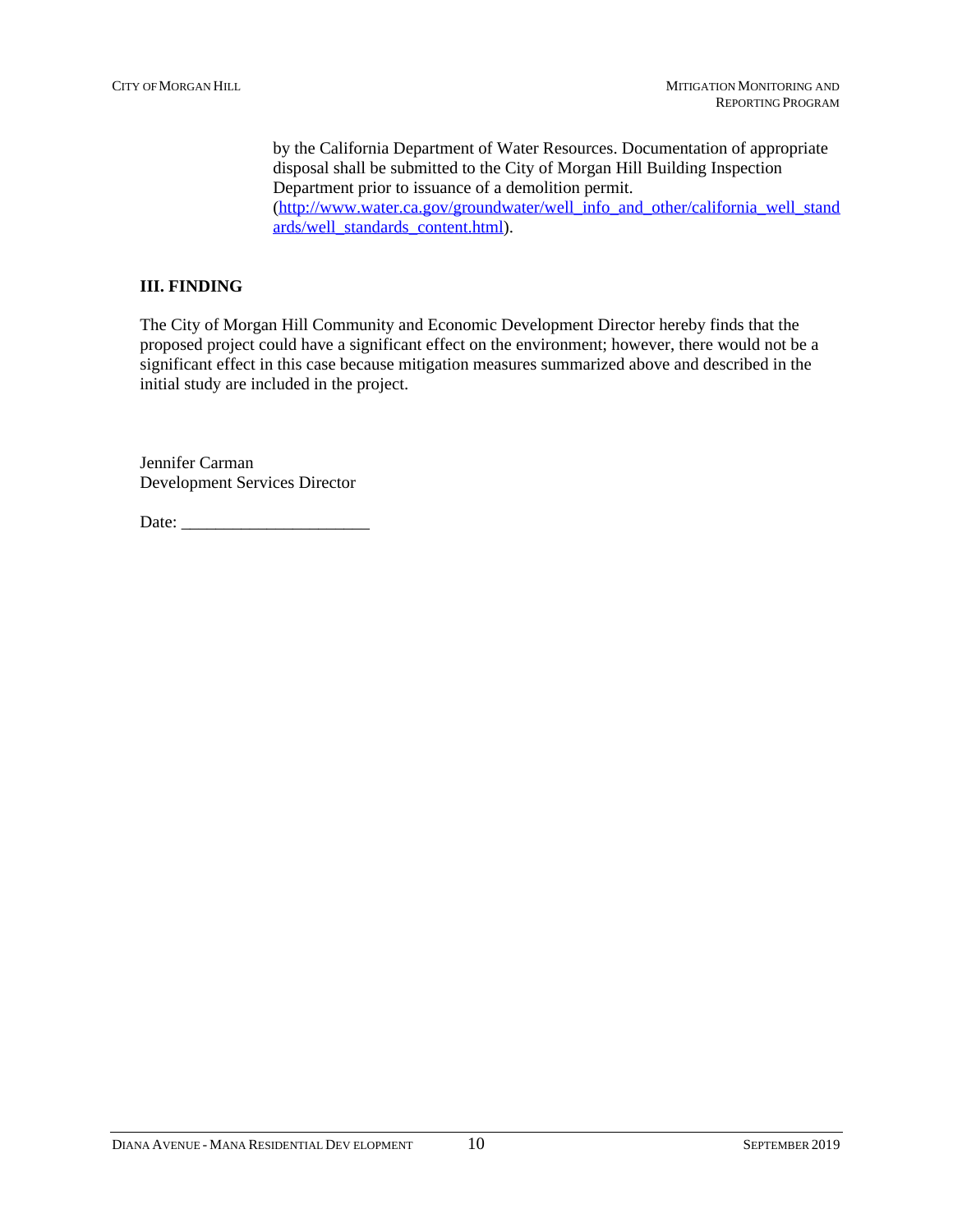by the California Department of Water Resources. Documentation of appropriate disposal shall be submitted to the City of Morgan Hill Building Inspection Department prior to issuance of a demolition permit. (http://www.water.ca.gov/groundwater/well_info_and_other/california_well_standards/well_standards_content.html).

**III. FINDING**

The City of Morgan Hill Community and Economic Development Director hereby finds that the proposed project could have a significant effect on the environment; however, there would not be a significant effect in this case because mitigation measures summarized above and described in the initial study are included in the project.

Jennifer Carman
Development Services Director

Date: ______________________